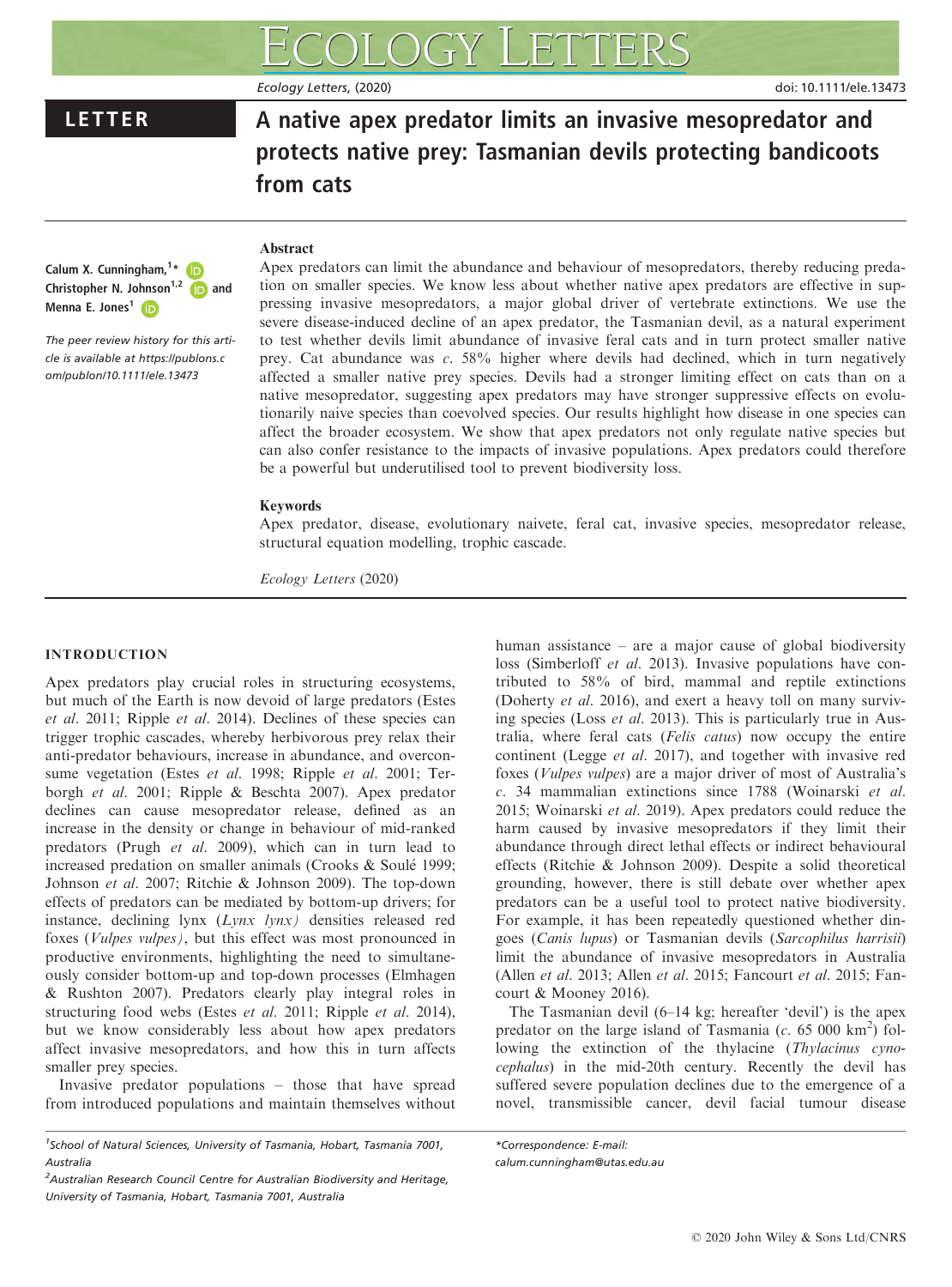LETTER

# A native apex predator limits an invasive mesopredator and protects native prey: Tasmanian devils protecting bandicoots from cats

**Calum X. Cunningham,[1]* Christopher N. Johnson[1,2] and Menna E. Jones[1]**

The peer review history for this article is available at https://publons.com/publon/10.1111/ele.13473

## Abstract

Apex predators can limit the abundance and behaviour of mesopredators, thereby reducing predation on smaller species. We know less about whether native apex predators are effective in suppressing invasive mesopredators, a major global driver of vertebrate extinctions. We use the severe disease-induced decline of an apex predator, the Tasmanian devil, as a natural experiment to test whether devils limit abundance of invasive feral cats and in turn protect smaller native prey. Cat abundance was *c.* 58% higher where devils had declined, which in turn negatively affected a smaller native prey species. Devils had a stronger limiting effect on cats than on a native mesopredator, suggesting apex predators may have stronger suppressive effects on evolutionarily naive species than coevolved species. Our results highlight how disease in one species can affect the broader ecosystem. We show that apex predators not only regulate native species but can also confer resistance to the impacts of invasive populations. Apex predators could therefore be a powerful but underutilised tool to prevent biodiversity loss.

### Keywords

Apex predator, disease, evolutionary naivete, feral cat, invasive species, mesopredator release, structural equation modelling, trophic cascade.

*Ecology Letters* (2020)

## INTRODUCTION

Apex predators play crucial roles in structuring ecosystems, but much of the Earth is now devoid of large predators (Estes *et al.* 2011; Ripple *et al.* 2014). Declines of these species can trigger trophic cascades, whereby herbivorous prey relax their anti-predator behaviours, increase in abundance, and overconsume vegetation (Estes *et al.* 1998; Ripple *et al.* 2001; Terborgh *et al.* 2001; Ripple & Beschta 2007). Apex predator declines can cause mesopredator release, defined as an increase in the density or change in behaviour of mid-ranked predators (Prugh *et al.* 2009), which can in turn lead to increased predation on smaller animals (Crooks & Soulé 1999; Johnson *et al.* 2007; Ritchie & Johnson 2009). The top-down effects of predators can be mediated by bottom-up drivers; for instance, declining lynx (*Lynx lynx*) densities released red foxes (*Vulpes vulpes*), but this effect was most pronounced in productive environments, highlighting the need to simultaneously consider bottom-up and top-down processes (Elmhagen & Rushton 2007). Predators clearly play integral roles in structuring food webs (Estes *et al.* 2011; Ripple *et al.* 2014), but we know considerably less about how apex predators affect invasive mesopredators, and how this in turn affects smaller prey species.

Invasive predator populations – those that have spread from introduced populations and maintain themselves without human assistance – are a major cause of global biodiversity loss (Simberloff *et al.* 2013). Invasive populations have contributed to 58% of bird, mammal and reptile extinctions (Doherty *et al.* 2016), and exert a heavy toll on many surviving species (Loss *et al.* 2013). This is particularly true in Australia, where feral cats (*Felis catus*) now occupy the entire continent (Legge *et al.* 2017), and together with invasive red foxes (*Vulpes vulpes*) are a major driver of most of Australia's *c.* 34 mammalian extinctions since 1788 (Woinarski *et al.* 2015; Woinarski *et al.* 2019). Apex predators could reduce the harm caused by invasive mesopredators if they limit their abundance through direct lethal effects or indirect behavioural effects (Ritchie & Johnson 2009). Despite a solid theoretical grounding, however, there is still debate over whether apex predators can be a useful tool to protect native biodiversity. For example, it has been repeatedly questioned whether dingoes (*Canis lupus*) or Tasmanian devils (*Sarcophilus harrisii*) limit the abundance of invasive mesopredators in Australia (Allen *et al.* 2013; Allen *et al.* 2015; Fancourt *et al.* 2015; Fancourt & Mooney 2016).

The Tasmanian devil (6–14 kg; hereafter 'devil') is the apex predator on the large island of Tasmania (*c.* 65 000 km$^2$) following the extinction of the thylacine (*Thylacinus cynocephalus*) in the mid-20th century. Recently the devil has suffered severe population declines due to the emergence of a novel, transmissible cancer, devil facial tumour disease

[1]School of Natural Sciences, University of Tasmania, Hobart, Tasmania 7001, Australia

[2]Australian Research Council Centre for Australian Biodiversity and Heritage, University of Tasmania, Hobart, Tasmania 7001, Australia

*Correspondence: E-mail: calum.cunningham@utas.edu.au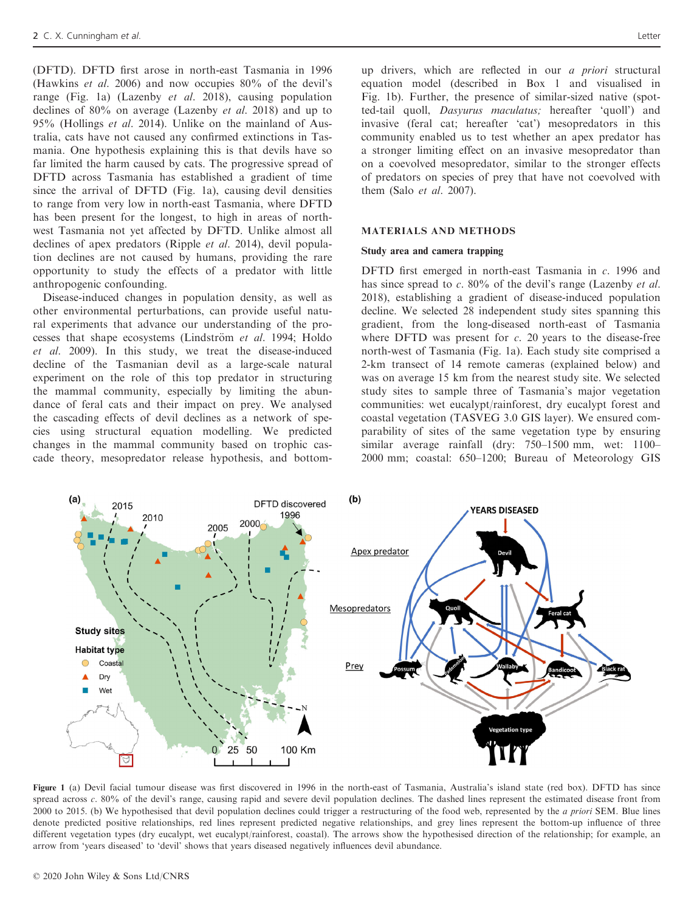(DFTD). DFTD first arose in north-east Tasmania in 1996 (Hawkins *et al.* 2006) and now occupies 80% of the devil's range (Fig. 1a) (Lazenby *et al.* 2018), causing population declines of 80% on average (Lazenby *et al.* 2018) and up to 95% (Hollings *et al.* 2014). Unlike on the mainland of Australia, cats have not caused any confirmed extinctions in Tasmania. One hypothesis explaining this is that devils have so far limited the harm caused by cats. The progressive spread of DFTD across Tasmania has established a gradient of time since the arrival of DFTD (Fig. 1a), causing devil densities to range from very low in north-east Tasmania, where DFTD has been present for the longest, to high in areas of north-west Tasmania not yet affected by DFTD. Unlike almost all declines of apex predators (Ripple *et al.* 2014), devil population declines are not caused by humans, providing the rare opportunity to study the effects of a predator with little anthropogenic confounding.

Disease-induced changes in population density, as well as other environmental perturbations, can provide useful natural experiments that advance our understanding of the processes that shape ecosystems (Lindström *et al.* 1994; Holdo *et al.* 2009). In this study, we treat the disease-induced decline of the Tasmanian devil as a large-scale natural experiment on the role of this top predator in structuring the mammal community, especially by limiting the abundance of feral cats and their impact on prey. We analysed the cascading effects of devil declines as a network of species using structural equation modelling. We predicted changes in the mammal community based on trophic cascade theory, mesopredator release hypothesis, and bottom-up drivers, which are reflected in our *a priori* structural equation model (described in Box 1 and visualised in Fig. 1b). Further, the presence of similar-sized native (spotted-tail quoll, *Dasyurus maculatus;* hereafter 'quoll') and invasive (feral cat; hereafter 'cat') mesopredators in this community enabled us to test whether an apex predator has a stronger limiting effect on an invasive mesopredator than on a coevolved mesopredator, similar to the stronger effects of predators on species of prey that have not coevolved with them (Salo *et al.* 2007).

## MATERIALS AND METHODS

### Study area and camera trapping

DFTD first emerged in north-east Tasmania in *c.* 1996 and has since spread to *c.* 80% of the devil's range (Lazenby *et al.* 2018), establishing a gradient of disease-induced population decline. We selected 28 independent study sites spanning this gradient, from the long-diseased north-east of Tasmania where DFTD was present for *c.* 20 years to the disease-free north-west of Tasmania (Fig. 1a). Each study site comprised a 2-km transect of 14 remote cameras (explained below) and was on average 15 km from the nearest study site. We selected study sites to sample three of Tasmania's major vegetation communities: wet eucalypt/rainforest, dry eucalypt forest and coastal vegetation (TASVEG 3.0 GIS layer). We ensured comparability of sites of the same vegetation type by ensuring similar average rainfall (dry: 750–1500 mm, wet: 1100–2000 mm; coastal: 650–1200; Bureau of Meteorology GIS

Figure 1 (a) Devil facial tumour disease was first discovered in 1996 in the north-east of Tasmania, Australia's island state (red box). DFTD has since spread across *c.* 80% of the devil's range, causing rapid and severe devil population declines. The dashed lines represent the estimated disease front from 2000 to 2015. (b) We hypothesised that devil population declines could trigger a restructuring of the food web, represented by the *a priori* SEM. Blue lines denote predicted positive relationships, red lines represent predicted negative relationships, and grey lines represent the bottom-up influence of three different vegetation types (dry eucalypt, wet eucalypt/rainforest, coastal). The arrows show the hypothesised direction of the relationship; for example, an arrow from 'years diseased' to 'devil' shows that years diseased negatively influences devil abundance.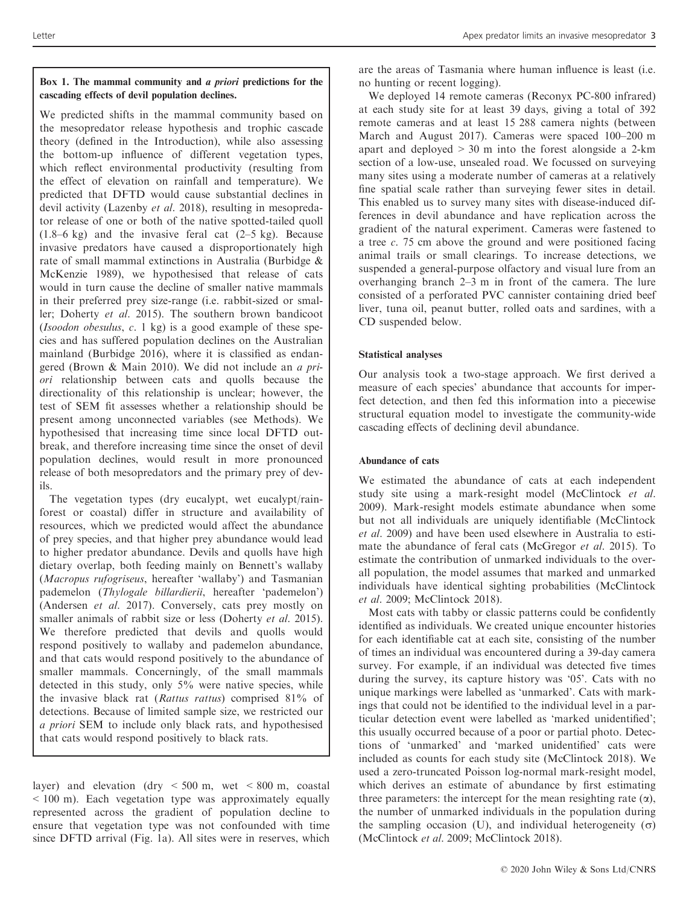**Box 1. The mammal community and *a priori* predictions for the cascading effects of devil population declines.**

We predicted shifts in the mammal community based on the mesopredator release hypothesis and trophic cascade theory (defined in the Introduction), while also assessing the bottom-up influence of different vegetation types, which reflect environmental productivity (resulting from the effect of elevation on rainfall and temperature). We predicted that DFTD would cause substantial declines in devil activity (Lazenby *et al*. 2018), resulting in mesopredator release of one or both of the native spotted-tailed quoll (1.8–6 kg) and the invasive feral cat (2–5 kg). Because invasive predators have caused a disproportionately high rate of small mammal extinctions in Australia (Burbidge & McKenzie 1989), we hypothesised that release of cats would in turn cause the decline of smaller native mammals in their preferred prey size-range (i.e. rabbit-sized or smaller; Doherty *et al*. 2015). The southern brown bandicoot (*Isoodon obesulus*, *c*. 1 kg) is a good example of these species and has suffered population declines on the Australian mainland (Burbidge 2016), where it is classified as endangered (Brown & Main 2010). We did not include an *a priori* relationship between cats and quolls because the directionality of this relationship is unclear; however, the test of SEM fit assesses whether a relationship should be present among unconnected variables (see Methods). We hypothesised that increasing time since local DFTD outbreak, and therefore increasing time since the onset of devil population declines, would result in more pronounced release of both mesopredators and the primary prey of devils.

The vegetation types (dry eucalypt, wet eucalypt/rainforest or coastal) differ in structure and availability of resources, which we predicted would affect the abundance of prey species, and that higher prey abundance would lead to higher predator abundance. Devils and quolls have high dietary overlap, both feeding mainly on Bennett's wallaby (*Macropus rufogriseus*, hereafter 'wallaby') and Tasmanian pademelon (*Thylogale billardierii*, hereafter 'pademelon') (Andersen *et al*. 2017). Conversely, cats prey mostly on smaller animals of rabbit size or less (Doherty *et al*. 2015). We therefore predicted that devils and quolls would respond positively to wallaby and pademelon abundance, and that cats would respond positively to the abundance of smaller mammals. Concerningly, of the small mammals detected in this study, only 5% were native species, while the invasive black rat (*Rattus rattus*) comprised 81% of detections. Because of limited sample size, we restricted our *a priori* SEM to include only black rats, and hypothesised that cats would respond positively to black rats.

layer) and elevation (dry < 500 m, wet < 800 m, coastal < 100 m). Each vegetation type was approximately equally represented across the gradient of population decline to ensure that vegetation type was not confounded with time since DFTD arrival (Fig. 1a). All sites were in reserves, which are the areas of Tasmania where human influence is least (i.e. no hunting or recent logging).

We deployed 14 remote cameras (Reconyx PC-800 infrared) at each study site for at least 39 days, giving a total of 392 remote cameras and at least 15 288 camera nights (between March and August 2017). Cameras were spaced 100–200 m apart and deployed > 30 m into the forest alongside a 2-km section of a low-use, unsealed road. We focussed on surveying many sites using a moderate number of cameras at a relatively fine spatial scale rather than surveying fewer sites in detail. This enabled us to survey many sites with disease-induced differences in devil abundance and have replication across the gradient of the natural experiment. Cameras were fastened to a tree *c*. 75 cm above the ground and were positioned facing animal trails or small clearings. To increase detections, we suspended a general-purpose olfactory and visual lure from an overhanging branch 2–3 m in front of the camera. The lure consisted of a perforated PVC cannister containing dried beef liver, tuna oil, peanut butter, rolled oats and sardines, with a CD suspended below.

### Statistical analyses

Our analysis took a two-stage approach. We first derived a measure of each species' abundance that accounts for imperfect detection, and then fed this information into a piecewise structural equation model to investigate the community-wide cascading effects of declining devil abundance.

### Abundance of cats

We estimated the abundance of cats at each independent study site using a mark-resight model (McClintock *et al*. 2009). Mark-resight models estimate abundance when some but not all individuals are uniquely identifiable (McClintock *et al*. 2009) and have been used elsewhere in Australia to estimate the abundance of feral cats (McGregor *et al*. 2015). To estimate the contribution of unmarked individuals to the overall population, the model assumes that marked and unmarked individuals have identical sighting probabilities (McClintock *et al*. 2009; McClintock 2018).

Most cats with tabby or classic patterns could be confidently identified as individuals. We created unique encounter histories for each identifiable cat at each site, consisting of the number of times an individual was encountered during a 39-day camera survey. For example, if an individual was detected five times during the survey, its capture history was '05'. Cats with no unique markings were labelled as 'unmarked'. Cats with markings that could not be identified to the individual level in a particular detection event were labelled as 'marked unidentified'; this usually occurred because of a poor or partial photo. Detections of 'unmarked' and 'marked unidentified' cats were included as counts for each study site (McClintock 2018). We used a zero-truncated Poisson log-normal mark-resight model, which derives an estimate of abundance by first estimating three parameters: the intercept for the mean resighting rate ($\alpha$), the number of unmarked individuals in the population during the sampling occasion (U), and individual heterogeneity ($\sigma$) (McClintock *et al*. 2009; McClintock 2018).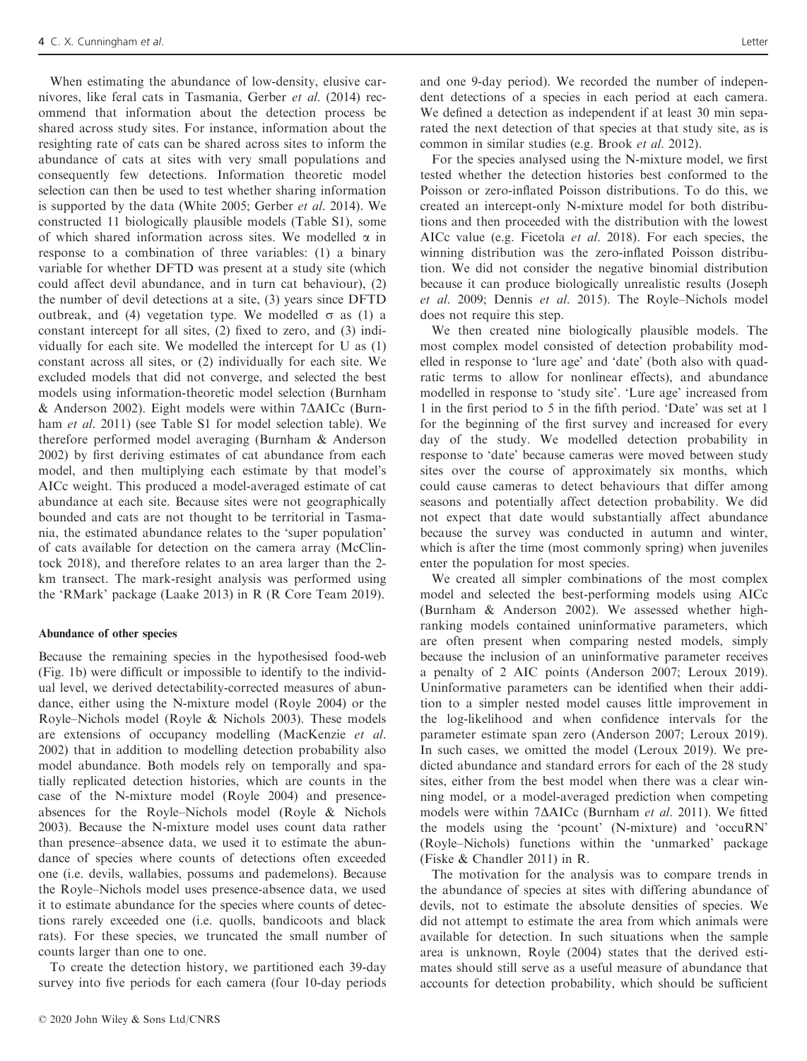When estimating the abundance of low-density, elusive carnivores, like feral cats in Tasmania, Gerber *et al.* (2014) recommend that information about the detection process be shared across study sites. For instance, information about the resighting rate of cats can be shared across sites to inform the abundance of cats at sites with very small populations and consequently few detections. Information theoretic model selection can then be used to test whether sharing information is supported by the data (White 2005; Gerber *et al.* 2014). We constructed 11 biologically plausible models (Table S1), some of which shared information across sites. We modelled $\alpha$ in response to a combination of three variables: (1) a binary variable for whether DFTD was present at a study site (which could affect devil abundance, and in turn cat behaviour), (2) the number of devil detections at a site, (3) years since DFTD outbreak, and (4) vegetation type. We modelled $\sigma$ as (1) a constant intercept for all sites, (2) fixed to zero, and (3) individually for each site. We modelled the intercept for U as (1) constant across all sites, or (2) individually for each site. We excluded models that did not converge, and selected the best models using information-theoretic model selection (Burnham & Anderson 2002). Eight models were within 7$\Delta$AICc (Burnham *et al.* 2011) (see Table S1 for model selection table). We therefore performed model averaging (Burnham & Anderson 2002) by first deriving estimates of cat abundance from each model, and then multiplying each estimate by that model's AICc weight. This produced a model-averaged estimate of cat abundance at each site. Because sites were not geographically bounded and cats are not thought to be territorial in Tasmania, the estimated abundance relates to the 'super population' of cats available for detection on the camera array (McClintock 2018), and therefore relates to an area larger than the 2-km transect. The mark-resight analysis was performed using the 'RMark' package (Laake 2013) in R (R Core Team 2019).

### Abundance of other species

Because the remaining species in the hypothesised food-web (Fig. 1b) were difficult or impossible to identify to the individual level, we derived detectability-corrected measures of abundance, either using the N-mixture model (Royle 2004) or the Royle–Nichols model (Royle & Nichols 2003). These models are extensions of occupancy modelling (MacKenzie *et al.* 2002) that in addition to modelling detection probability also model abundance. Both models rely on temporally and spatially replicated detection histories, which are counts in the case of the N-mixture model (Royle 2004) and presence-absences for the Royle–Nichols model (Royle & Nichols 2003). Because the N-mixture model uses count data rather than presence–absence data, we used it to estimate the abundance of species where counts of detections often exceeded one (i.e. devils, wallabies, possums and pademelons). Because the Royle–Nichols model uses presence-absence data, we used it to estimate abundance for the species where counts of detections rarely exceeded one (i.e. quolls, bandicoots and black rats). For these species, we truncated the small number of counts larger than one to one.

To create the detection history, we partitioned each 39-day survey into five periods for each camera (four 10-day periods and one 9-day period). We recorded the number of independent detections of a species in each period at each camera. We defined a detection as independent if at least 30 min separated the next detection of that species at that study site, as is common in similar studies (e.g. Brook *et al.* 2012).

For the species analysed using the N-mixture model, we first tested whether the detection histories best conformed to the Poisson or zero-inflated Poisson distributions. To do this, we created an intercept-only N-mixture model for both distributions and then proceeded with the distribution with the lowest AICc value (e.g. Ficetola *et al.* 2018). For each species, the winning distribution was the zero-inflated Poisson distribution. We did not consider the negative binomial distribution because it can produce biologically unrealistic results (Joseph *et al.* 2009; Dennis *et al.* 2015). The Royle–Nichols model does not require this step.

We then created nine biologically plausible models. The most complex model consisted of detection probability modelled in response to 'lure age' and 'date' (both also with quadratic terms to allow for nonlinear effects), and abundance modelled in response to 'study site'. 'Lure age' increased from 1 in the first period to 5 in the fifth period. 'Date' was set at 1 for the beginning of the first survey and increased for every day of the study. We modelled detection probability in response to 'date' because cameras were moved between study sites over the course of approximately six months, which could cause cameras to detect behaviours that differ among seasons and potentially affect detection probability. We did not expect that date would substantially affect abundance because the survey was conducted in autumn and winter, which is after the time (most commonly spring) when juveniles enter the population for most species.

We created all simpler combinations of the most complex model and selected the best-performing models using AICc (Burnham & Anderson 2002). We assessed whether high-ranking models contained uninformative parameters, which are often present when comparing nested models, simply because the inclusion of an uninformative parameter receives a penalty of 2 AIC points (Anderson 2007; Leroux 2019). Uninformative parameters can be identified when their addition to a simpler nested model causes little improvement in the log-likelihood and when confidence intervals for the parameter estimate span zero (Anderson 2007; Leroux 2019). In such cases, we omitted the model (Leroux 2019). We predicted abundance and standard errors for each of the 28 study sites, either from the best model when there was a clear winning model, or a model-averaged prediction when competing models were within 7$\Delta$AICc (Burnham *et al.* 2011). We fitted the models using the 'pcount' (N-mixture) and 'occuRN' (Royle–Nichols) functions within the 'unmarked' package (Fiske & Chandler 2011) in R.

The motivation for the analysis was to compare trends in the abundance of species at sites with differing abundance of devils, not to estimate the absolute densities of species. We did not attempt to estimate the area from which animals were available for detection. In such situations when the sample area is unknown, Royle (2004) states that the derived estimates should still serve as a useful measure of abundance that accounts for detection probability, which should be sufficient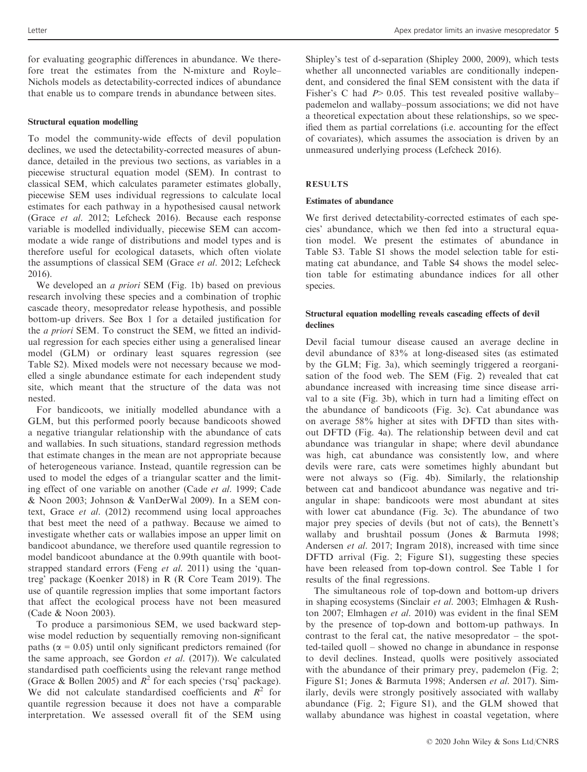for evaluating geographic differences in abundance. We therefore treat the estimates from the N-mixture and Royle–Nichols models as detectability-corrected indices of abundance that enable us to compare trends in abundance between sites.

### Structural equation modelling

To model the community-wide effects of devil population declines, we used the detectability-corrected measures of abundance, detailed in the previous two sections, as variables in a piecewise structural equation model (SEM). In contrast to classical SEM, which calculates parameter estimates globally, piecewise SEM uses individual regressions to calculate local estimates for each pathway in a hypothesised causal network (Grace *et al.* 2012; Lefcheck 2016). Because each response variable is modelled individually, piecewise SEM can accommodate a wide range of distributions and model types and is therefore useful for ecological datasets, which often violate the assumptions of classical SEM (Grace *et al.* 2012; Lefcheck 2016).

We developed an *a priori* SEM (Fig. 1b) based on previous research involving these species and a combination of trophic cascade theory, mesopredator release hypothesis, and possible bottom-up drivers. See Box 1 for a detailed justification for the *a priori* SEM. To construct the SEM, we fitted an individual regression for each species either using a generalised linear model (GLM) or ordinary least squares regression (see Table S2). Mixed models were not necessary because we modelled a single abundance estimate for each independent study site, which meant that the structure of the data was not nested.

For bandicoots, we initially modelled abundance with a GLM, but this performed poorly because bandicoots showed a negative triangular relationship with the abundance of cats and wallabies. In such situations, standard regression methods that estimate changes in the mean are not appropriate because of heterogeneous variance. Instead, quantile regression can be used to model the edges of a triangular scatter and the limiting effect of one variable on another (Cade *et al.* 1999; Cade & Noon 2003; Johnson & VanDerWal 2009). In a SEM context, Grace *et al.* (2012) recommend using local approaches that best meet the need of a pathway. Because we aimed to investigate whether cats or wallabies impose an upper limit on bandicoot abundance, we therefore used quantile regression to model bandicoot abundance at the 0.99th quantile with bootstrapped standard errors (Feng *et al.* 2011) using the 'quantreg' package (Koenker 2018) in R (R Core Team 2019). The use of quantile regression implies that some important factors that affect the ecological process have not been measured (Cade & Noon 2003).

To produce a parsimonious SEM, we used backward stepwise model reduction by sequentially removing non-significant paths ($\alpha = 0.05$) until only significant predictors remained (for the same approach, see Gordon *et al.* (2017)). We calculated standardised path coefficients using the relevant range method (Grace & Bollen 2005) and $R^2$ for each species ('rsq' package). We did not calculate standardised coefficients and $R^2$ for quantile regression because it does not have a comparable interpretation. We assessed overall fit of the SEM using Shipley's test of d-separation (Shipley 2000, 2009), which tests whether all unconnected variables are conditionally independent, and considered the final SEM consistent with the data if Fisher's C had $P > 0.05$. This test revealed positive wallaby–pademelon and wallaby–possum associations; we did not have a theoretical expectation about these relationships, so we specified them as partial correlations (i.e. accounting for the effect of covariates), which assumes the association is driven by an unmeasured underlying process (Lefcheck 2016).

## RESULTS

### Estimates of abundance

We first derived detectability-corrected estimates of each species' abundance, which we then fed into a structural equation model. We present the estimates of abundance in Table S3. Table S1 shows the model selection table for estimating cat abundance, and Table S4 shows the model selection table for estimating abundance indices for all other species.

### Structural equation modelling reveals cascading effects of devil declines

Devil facial tumour disease caused an average decline in devil abundance of 83% at long-diseased sites (as estimated by the GLM; Fig. 3a), which seemingly triggered a reorganisation of the food web. The SEM (Fig. 2) revealed that cat abundance increased with increasing time since disease arrival to a site (Fig. 3b), which in turn had a limiting effect on the abundance of bandicoots (Fig. 3c). Cat abundance was on average 58% higher at sites with DFTD than sites without DFTD (Fig. 4a). The relationship between devil and cat abundance was triangular in shape; where devil abundance was high, cat abundance was consistently low, and where devils were rare, cats were sometimes highly abundant but were not always so (Fig. 4b). Similarly, the relationship between cat and bandicoot abundance was negative and triangular in shape: bandicoots were most abundant at sites with lower cat abundance (Fig. 3c). The abundance of two major prey species of devils (but not of cats), the Bennett's wallaby and brushtail possum (Jones & Barmuta 1998; Andersen *et al.* 2017; Ingram 2018), increased with time since DFTD arrival (Fig. 2; Figure S1), suggesting these species have been released from top-down control. See Table 1 for results of the final regressions.

The simultaneous role of top-down and bottom-up drivers in shaping ecosystems (Sinclair *et al.* 2003; Elmhagen & Rushton 2007; Elmhagen *et al.* 2010) was evident in the final SEM by the presence of top-down and bottom-up pathways. In contrast to the feral cat, the native mesopredator – the spotted-tailed quoll – showed no change in abundance in response to devil declines. Instead, quolls were positively associated with the abundance of their primary prey, pademelon (Fig. 2; Figure S1; Jones & Barmuta 1998; Andersen *et al.* 2017). Similarly, devils were strongly positively associated with wallaby abundance (Fig. 2; Figure S1), and the GLM showed that wallaby abundance was highest in coastal vegetation, where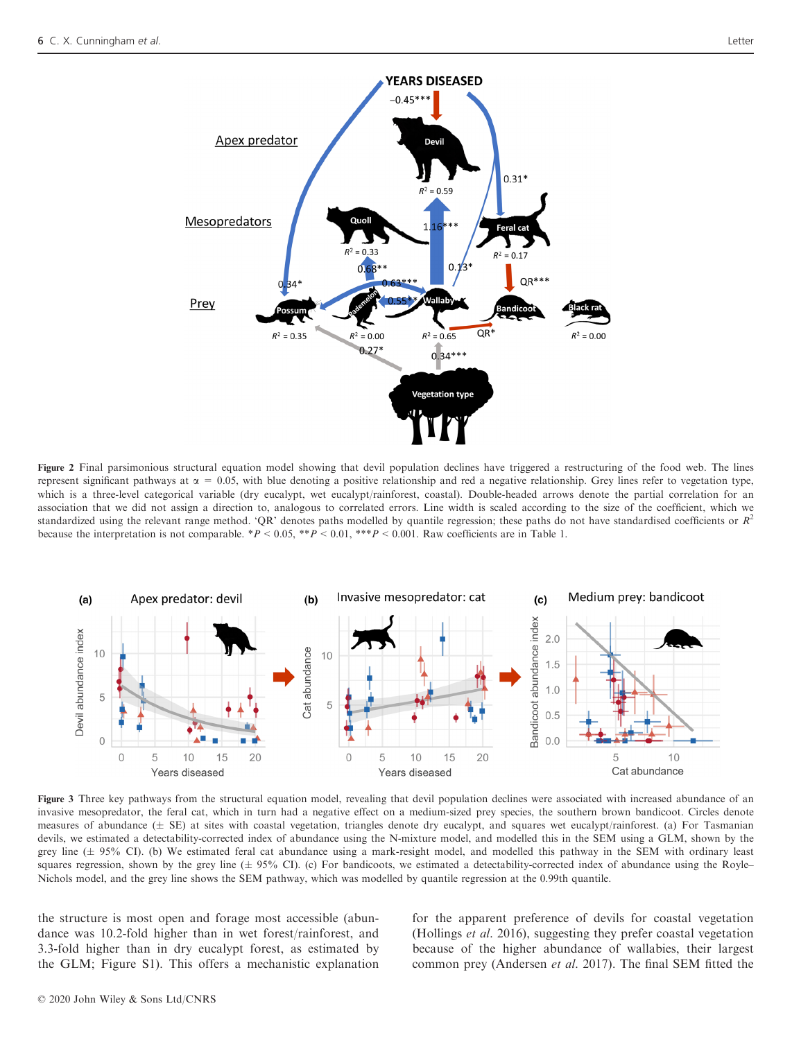**Figure 2** Final parsimonious structural equation model showing that devil population declines have triggered a restructuring of the food web. The lines represent significant pathways at α = 0.05, with blue denoting a positive relationship and red a negative relationship. Grey lines refer to vegetation type, which is a three-level categorical variable (dry eucalypt, wet eucalypt/rainforest, coastal). Double-headed arrows denote the partial correlation for an association that we did not assign a direction to, analogous to correlated errors. Line width is scaled according to the size of the coefficient, which we standardized using the relevant range method. 'QR' denotes paths modelled by quantile regression; these paths do not have standardised coefficients or $R^2$ because the interpretation is not comparable. \*$P$ < 0.05, \*\*$P$ < 0.01, \*\*\*$P$ < 0.001. Raw coefficients are in Table 1.

**Figure 3** Three key pathways from the structural equation model, revealing that devil population declines were associated with increased abundance of an invasive mesopredator, the feral cat, which in turn had a negative effect on a medium-sized prey species, the southern brown bandicoot. Circles denote measures of abundance (± SE) at sites with coastal vegetation, triangles denote dry eucalypt, and squares wet eucalypt/rainforest. (a) For Tasmanian devils, we estimated a detectability-corrected index of abundance using the N-mixture model, and modelled this in the SEM using a GLM, shown by the grey line (± 95% CI). (b) We estimated feral cat abundance using a mark-resight model, and modelled this pathway in the SEM with ordinary least squares regression, shown by the grey line (± 95% CI). (c) For bandicoots, we estimated a detectability-corrected index of abundance using the Royle–Nichols model, and the grey line shows the SEM pathway, which was modelled by quantile regression at the 0.99th quantile.

the structure is most open and forage most accessible (abundance was 10.2-fold higher than in wet forest/rainforest, and 3.3-fold higher than in dry eucalypt forest, as estimated by the GLM; Figure S1). This offers a mechanistic explanation for the apparent preference of devils for coastal vegetation (Hollings *et al.* 2016), suggesting they prefer coastal vegetation because of the higher abundance of wallabies, their largest common prey (Andersen *et al.* 2017). The final SEM fitted the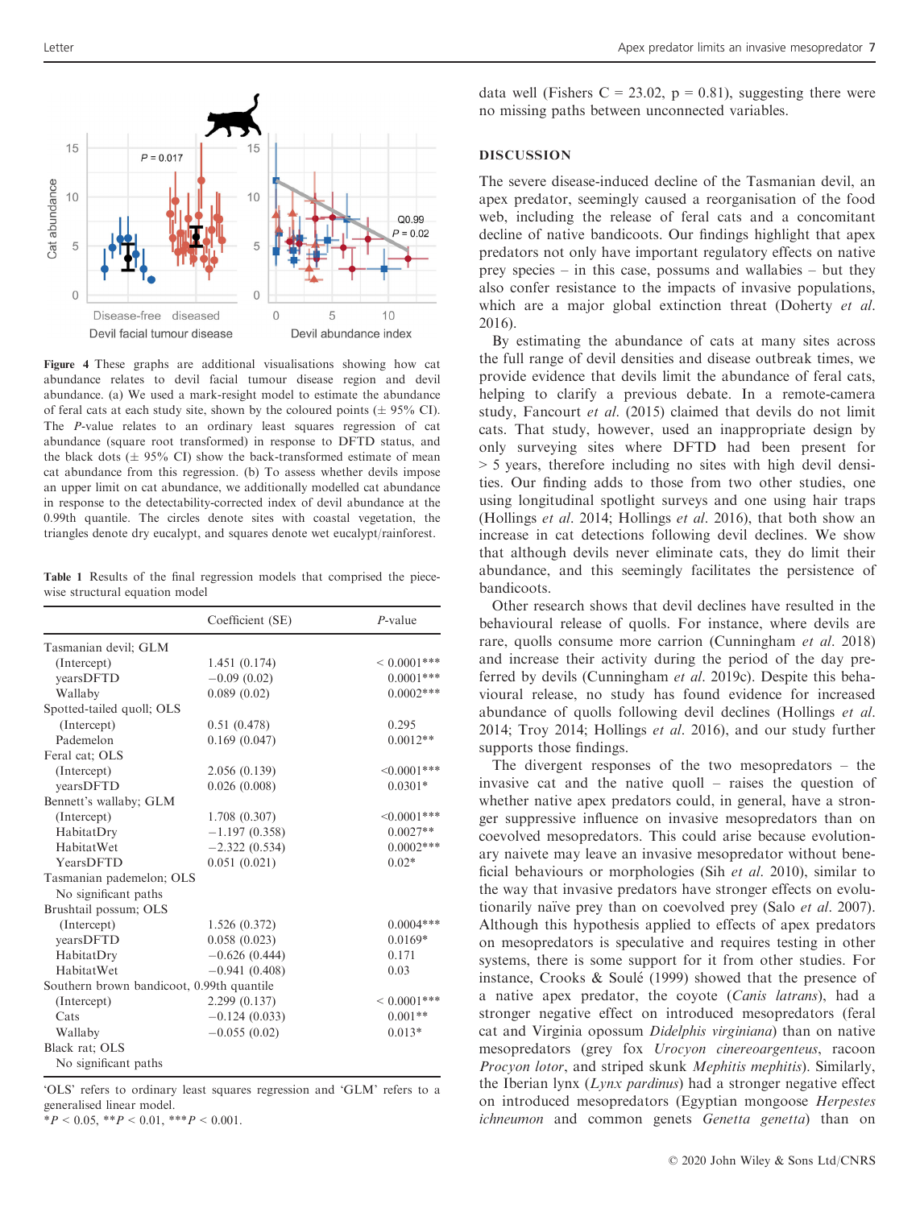**Figure 4** These graphs are additional visualisations showing how cat abundance relates to devil facial tumour disease region and devil abundance. (a) We used a mark-resight model to estimate the abundance of feral cats at each study site, shown by the coloured points (± 95% CI). The *P*-value relates to an ordinary least squares regression of cat abundance (square root transformed) in response to DFTD status, and the black dots (± 95% CI) show the back-transformed estimate of mean cat abundance from this regression. (b) To assess whether devils impose an upper limit on cat abundance, we additionally modelled cat abundance in response to the detectability-corrected index of devil abundance at the 0.99th quantile. The circles denote sites with coastal vegetation, the triangles denote dry eucalypt, and squares denote wet eucalypt/rainforest.

**Table 1** Results of the final regression models that comprised the piecewise structural equation model

| | Coefficient (SE) | *P*-value |
|---|---|---|
| Tasmanian devil; GLM | | |
| (Intercept) | 1.451 (0.174) | < 0.0001*** |
| yearsDFTD | −0.09 (0.02) | 0.0001*** |
| Wallaby | 0.089 (0.02) | 0.0002*** |
| Spotted-tailed quoll; OLS | | |
| (Intercept) | 0.51 (0.478) | 0.295 |
| Pademelon | 0.169 (0.047) | 0.0012** |
| Feral cat; OLS | | |
| (Intercept) | 2.056 (0.139) | <0.0001*** |
| yearsDFTD | 0.026 (0.008) | 0.0301* |
| Bennett's wallaby; GLM | | |
| (Intercept) | 1.708 (0.307) | <0.0001*** |
| HabitatDry | −1.197 (0.358) | 0.0027** |
| HabitatWet | −2.322 (0.534) | 0.0002*** |
| YearsDFTD | 0.051 (0.021) | 0.02* |
| Tasmanian pademelon; OLS | | |
| No significant paths | | |
| Brushtail possum; OLS | | |
| (Intercept) | 1.526 (0.372) | 0.0004*** |
| yearsDFTD | 0.058 (0.023) | 0.0169* |
| HabitatDry | −0.626 (0.444) | 0.171 |
| HabitatWet | −0.941 (0.408) | 0.03 |
| Southern brown bandicoot, 0.99th quantile | | |
| (Intercept) | 2.299 (0.137) | < 0.0001*** |
| Cats | −0.124 (0.033) | 0.001** |
| Wallaby | −0.055 (0.02) | 0.013* |
| Black rat; OLS | | |
| No significant paths | | |

'OLS' refers to ordinary least squares regression and 'GLM' refers to a generalised linear model.
$*P < 0.05$, $**P < 0.01$, $***P < 0.001$.

data well (Fishers C = 23.02, p = 0.81), suggesting there were no missing paths between unconnected variables.

## DISCUSSION

The severe disease-induced decline of the Tasmanian devil, an apex predator, seemingly caused a reorganisation of the food web, including the release of feral cats and a concomitant decline of native bandicoots. Our findings highlight that apex predators not only have important regulatory effects on native prey species – in this case, possums and wallabies – but they also confer resistance to the impacts of invasive populations, which are a major global extinction threat (Doherty *et al.* 2016).

By estimating the abundance of cats at many sites across the full range of devil densities and disease outbreak times, we provide evidence that devils limit the abundance of feral cats, helping to clarify a previous debate. In a remote-camera study, Fancourt *et al.* (2015) claimed that devils do not limit cats. That study, however, used an inappropriate design by only surveying sites where DFTD had been present for > 5 years, therefore including no sites with high devil densities. Our finding adds to those from two other studies, one using longitudinal spotlight surveys and one using hair traps (Hollings *et al.* 2014; Hollings *et al.* 2016), that both show an increase in cat detections following devil declines. We show that although devils never eliminate cats, they do limit their abundance, and this seemingly facilitates the persistence of bandicoots.

Other research shows that devil declines have resulted in the behavioural release of quolls. For instance, where devils are rare, quolls consume more carrion (Cunningham *et al.* 2018) and increase their activity during the period of the day preferred by devils (Cunningham *et al.* 2019c). Despite this behavioural release, no study has found evidence for increased abundance of quolls following devil declines (Hollings *et al.* 2014; Troy 2014; Hollings *et al.* 2016), and our study further supports those findings.

The divergent responses of the two mesopredators – the invasive cat and the native quoll – raises the question of whether native apex predators could, in general, have a stronger suppressive influence on invasive mesopredators than on coevolved mesopredators. This could arise because evolutionary naivete may leave an invasive mesopredator without beneficial behaviours or morphologies (Sih *et al.* 2010), similar to the way that invasive predators have stronger effects on evolutionarily naïve prey than on coevolved prey (Salo *et al.* 2007). Although this hypothesis applied to effects of apex predators on mesopredators is speculative and requires testing in other systems, there is some support for it from other studies. For instance, Crooks & Soulé (1999) showed that the presence of a native apex predator, the coyote (*Canis latrans*), had a stronger negative effect on introduced mesopredators (feral cat and Virginia opossum *Didelphis virginiana*) than on native mesopredators (grey fox *Urocyon cinereoargenteus*, racoon *Procyon lotor*, and striped skunk *Mephitis mephitis*). Similarly, the Iberian lynx (*Lynx pardinus*) had a stronger negative effect on introduced mesopredators (Egyptian mongoose *Herpestes ichneumon* and common genets *Genetta genetta*) than on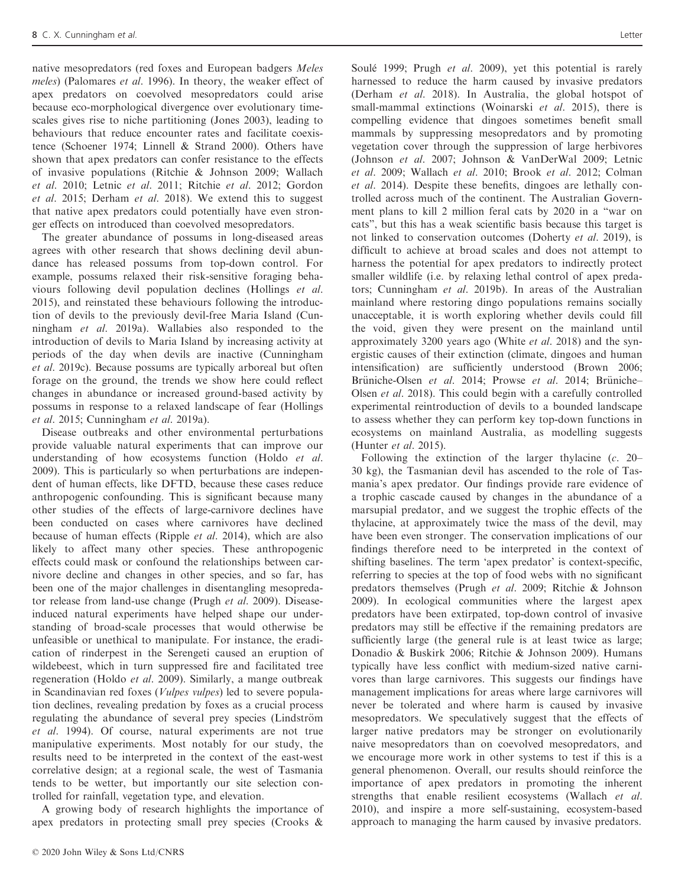native mesopredators (red foxes and European badgers *Meles meles*) (Palomares *et al.* 1996). In theory, the weaker effect of apex predators on coevolved mesopredators could arise because eco-morphological divergence over evolutionary timescales gives rise to niche partitioning (Jones 2003), leading to behaviours that reduce encounter rates and facilitate coexistence (Schoener 1974; Linnell & Strand 2000). Others have shown that apex predators can confer resistance to the effects of invasive populations (Ritchie & Johnson 2009; Wallach *et al.* 2010; Letnic *et al.* 2011; Ritchie *et al.* 2012; Gordon *et al.* 2015; Derham *et al.* 2018). We extend this to suggest that native apex predators could potentially have even stronger effects on introduced than coevolved mesopredators.

The greater abundance of possums in long-diseased areas agrees with other research that shows declining devil abundance has released possums from top-down control. For example, possums relaxed their risk-sensitive foraging behaviours following devil population declines (Hollings *et al.* 2015), and reinstated these behaviours following the introduction of devils to the previously devil-free Maria Island (Cunningham *et al.* 2019a). Wallabies also responded to the introduction of devils to Maria Island by increasing activity at periods of the day when devils are inactive (Cunningham *et al.* 2019c). Because possums are typically arboreal but often forage on the ground, the trends we show here could reflect changes in abundance or increased ground-based activity by possums in response to a relaxed landscape of fear (Hollings *et al.* 2015; Cunningham *et al.* 2019a).

Disease outbreaks and other environmental perturbations provide valuable natural experiments that can improve our understanding of how ecosystems function (Holdo *et al.* 2009). This is particularly so when perturbations are independent of human effects, like DFTD, because these cases reduce anthropogenic confounding. This is significant because many other studies of the effects of large-carnivore declines have been conducted on cases where carnivores have declined because of human effects (Ripple *et al.* 2014), which are also likely to affect many other species. These anthropogenic effects could mask or confound the relationships between carnivore decline and changes in other species, and so far, has been one of the major challenges in disentangling mesopredator release from land-use change (Prugh *et al.* 2009). Disease-induced natural experiments have helped shape our understanding of broad-scale processes that would otherwise be unfeasible or unethical to manipulate. For instance, the eradication of rinderpest in the Serengeti caused an eruption of wildebeest, which in turn suppressed fire and facilitated tree regeneration (Holdo *et al.* 2009). Similarly, a mange outbreak in Scandinavian red foxes (*Vulpes vulpes*) led to severe population declines, revealing predation by foxes as a crucial process regulating the abundance of several prey species (Lindström *et al.* 1994). Of course, natural experiments are not true manipulative experiments. Most notably for our study, the results need to be interpreted in the context of the east-west correlative design; at a regional scale, the west of Tasmania tends to be wetter, but importantly our site selection controlled for rainfall, vegetation type, and elevation.

A growing body of research highlights the importance of apex predators in protecting small prey species (Crooks & Soulé 1999; Prugh *et al.* 2009), yet this potential is rarely harnessed to reduce the harm caused by invasive predators (Derham *et al.* 2018). In Australia, the global hotspot of small-mammal extinctions (Woinarski *et al.* 2015), there is compelling evidence that dingoes sometimes benefit small mammals by suppressing mesopredators and by promoting vegetation cover through the suppression of large herbivores (Johnson *et al.* 2007; Johnson & VanDerWal 2009; Letnic *et al.* 2009; Wallach *et al.* 2010; Brook *et al.* 2012; Colman *et al.* 2014). Despite these benefits, dingoes are lethally controlled across much of the continent. The Australian Government plans to kill 2 million feral cats by 2020 in a "war on cats", but this has a weak scientific basis because this target is not linked to conservation outcomes (Doherty *et al.* 2019), is difficult to achieve at broad scales and does not attempt to harness the potential for apex predators to indirectly protect smaller wildlife (i.e. by relaxing lethal control of apex predators; Cunningham *et al.* 2019b). In areas of the Australian mainland where restoring dingo populations remains socially unacceptable, it is worth exploring whether devils could fill the void, given they were present on the mainland until approximately 3200 years ago (White *et al.* 2018) and the synergistic causes of their extinction (climate, dingoes and human intensification) are sufficiently understood (Brown 2006; Brüniche-Olsen *et al.* 2014; Prowse *et al.* 2014; Brüniche–Olsen *et al.* 2018). This could begin with a carefully controlled experimental reintroduction of devils to a bounded landscape to assess whether they can perform key top-down functions in ecosystems on mainland Australia, as modelling suggests (Hunter *et al.* 2015).

Following the extinction of the larger thylacine (*c.* 20–30 kg), the Tasmanian devil has ascended to the role of Tasmania's apex predator. Our findings provide rare evidence of a trophic cascade caused by changes in the abundance of a marsupial predator, and we suggest the trophic effects of the thylacine, at approximately twice the mass of the devil, may have been even stronger. The conservation implications of our findings therefore need to be interpreted in the context of shifting baselines. The term 'apex predator' is context-specific, referring to species at the top of food webs with no significant predators themselves (Prugh *et al.* 2009; Ritchie & Johnson 2009). In ecological communities where the largest apex predators have been extirpated, top-down control of invasive predators may still be effective if the remaining predators are sufficiently large (the general rule is at least twice as large; Donadio & Buskirk 2006; Ritchie & Johnson 2009). Humans typically have less conflict with medium-sized native carnivores than large carnivores. This suggests our findings have management implications for areas where large carnivores will never be tolerated and where harm is caused by invasive mesopredators. We speculatively suggest that the effects of larger native predators may be stronger on evolutionarily naive mesopredators than on coevolved mesopredators, and we encourage more work in other systems to test if this is a general phenomenon. Overall, our results should reinforce the importance of apex predators in promoting the inherent strengths that enable resilient ecosystems (Wallach *et al.* 2010), and inspire a more self-sustaining, ecosystem-based approach to managing the harm caused by invasive predators.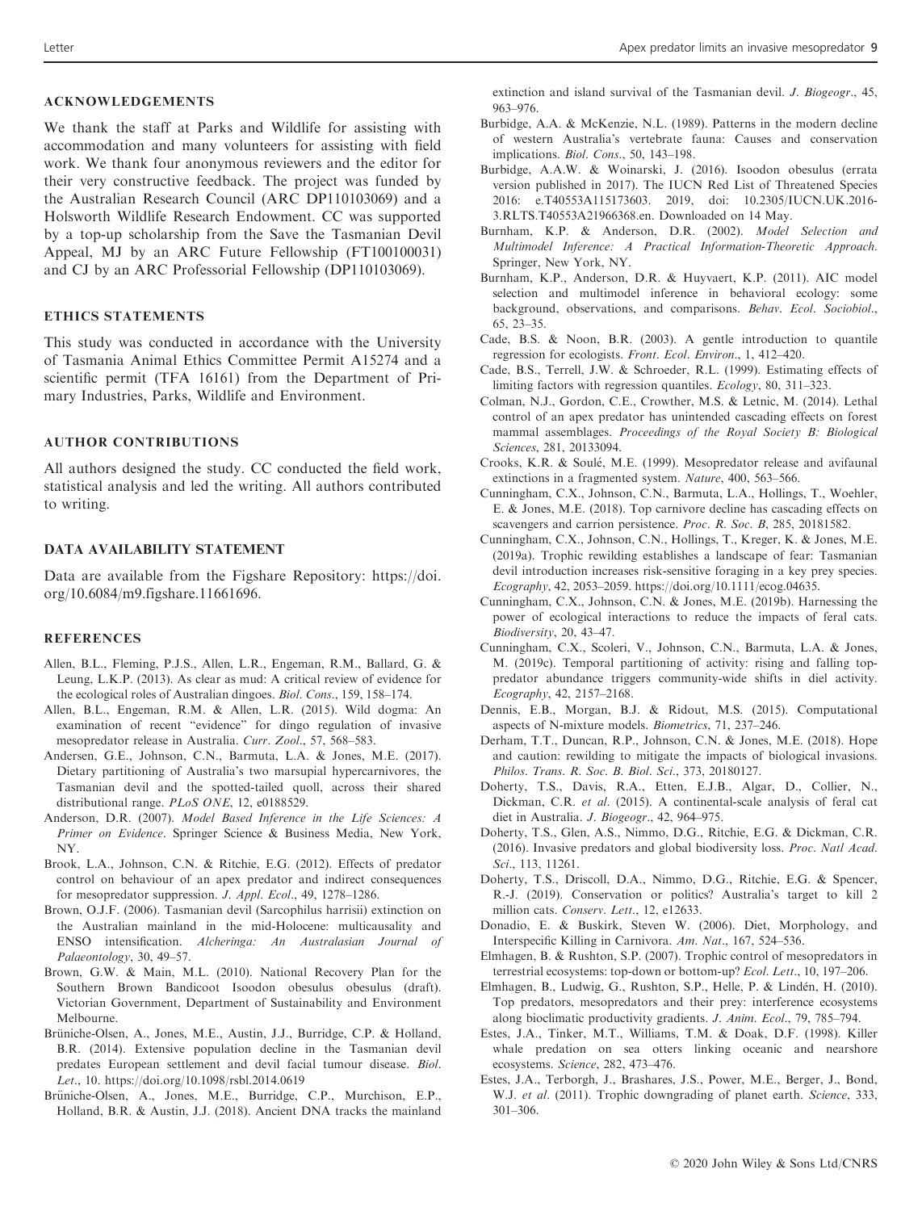## ACKNOWLEDGEMENTS

We thank the staff at Parks and Wildlife for assisting with accommodation and many volunteers for assisting with field work. We thank four anonymous reviewers and the editor for their very constructive feedback. The project was funded by the Australian Research Council (ARC DP110103069) and a Holsworth Wildlife Research Endowment. CC was supported by a top-up scholarship from the Save the Tasmanian Devil Appeal, MJ by an ARC Future Fellowship (FT100100031) and CJ by an ARC Professorial Fellowship (DP110103069).

## ETHICS STATEMENTS

This study was conducted in accordance with the University of Tasmania Animal Ethics Committee Permit A15274 and a scientific permit (TFA 16161) from the Department of Primary Industries, Parks, Wildlife and Environment.

## AUTHOR CONTRIBUTIONS

All authors designed the study. CC conducted the field work, statistical analysis and led the writing. All authors contributed to writing.

## DATA AVAILABILITY STATEMENT

Data are available from the Figshare Repository: https://doi.org/10.6084/m9.figshare.11661696.

## REFERENCES

Allen, B.L., Fleming, P.J.S., Allen, L.R., Engeman, R.M., Ballard, G. & Leung, L.K.P. (2013). As clear as mud: A critical review of evidence for the ecological roles of Australian dingoes. *Biol. Cons.*, 159, 158–174.

Allen, B.L., Engeman, R.M. & Allen, L.R. (2015). Wild dogma: An examination of recent "evidence" for dingo regulation of invasive mesopredator release in Australia. *Curr. Zool.*, 57, 568–583.

Andersen, G.E., Johnson, C.N., Barmuta, L.A. & Jones, M.E. (2017). Dietary partitioning of Australia's two marsupial hypercarnivores, the Tasmanian devil and the spotted-tailed quoll, across their shared distributional range. *PLoS ONE*, 12, e0188529.

Anderson, D.R. (2007). *Model Based Inference in the Life Sciences: A Primer on Evidence*. Springer Science & Business Media, New York, NY.

Brook, L.A., Johnson, C.N. & Ritchie, E.G. (2012). Effects of predator control on behaviour of an apex predator and indirect consequences for mesopredator suppression. *J. Appl. Ecol.*, 49, 1278–1286.

Brown, O.J.F. (2006). Tasmanian devil (Sarcophilus harrisii) extinction on the Australian mainland in the mid-Holocene: multicausality and ENSO intensification. *Alcheringa: An Australasian Journal of Palaeontology*, 30, 49–57.

Brown, G.W. & Main, M.L. (2010). National Recovery Plan for the Southern Brown Bandicoot Isoodon obesulus obesulus (draft). Victorian Government, Department of Sustainability and Environment Melbourne.

Brüniche-Olsen, A., Jones, M.E., Austin, J.J., Burridge, C.P. & Holland, B.R. (2014). Extensive population decline in the Tasmanian devil predates European settlement and devil facial tumour disease. *Biol. Let.*, 10. https://doi.org/10.1098/rsbl.2014.0619

Brüniche-Olsen, A., Jones, M.E., Burridge, C.P., Murchison, E.P., Holland, B.R. & Austin, J.J. (2018). Ancient DNA tracks the mainland extinction and island survival of the Tasmanian devil. *J. Biogeogr.*, 45, 963–976.

Burbidge, A.A. & McKenzie, N.L. (1989). Patterns in the modern decline of western Australia's vertebrate fauna: Causes and conservation implications. *Biol. Cons.*, 50, 143–198.

Burbidge, A.A.W. & Woinarski, J. (2016). Isoodon obesulus (errata version published in 2017). The IUCN Red List of Threatened Species 2016: e.T40553A115173603. 2019, doi: 10.2305/IUCN.UK.2016-3.RLTS.T40553A21966368.en. Downloaded on 14 May.

Burnham, K.P. & Anderson, D.R. (2002). *Model Selection and Multimodel Inference: A Practical Information-Theoretic Approach*. Springer, New York, NY.

Burnham, K.P., Anderson, D.R. & Huyvaert, K.P. (2011). AIC model selection and multimodel inference in behavioral ecology: some background, observations, and comparisons. *Behav. Ecol. Sociobiol.*, 65, 23–35.

Cade, B.S. & Noon, B.R. (2003). A gentle introduction to quantile regression for ecologists. *Front. Ecol. Environ.*, 1, 412–420.

Cade, B.S., Terrell, J.W. & Schroeder, R.L. (1999). Estimating effects of limiting factors with regression quantiles. *Ecology*, 80, 311–323.

Colman, N.J., Gordon, C.E., Crowther, M.S. & Letnic, M. (2014). Lethal control of an apex predator has unintended cascading effects on forest mammal assemblages. *Proceedings of the Royal Society B: Biological Sciences*, 281, 20133094.

Crooks, K.R. & Soulé, M.E. (1999). Mesopredator release and avifaunal extinctions in a fragmented system. *Nature*, 400, 563–566.

Cunningham, C.X., Johnson, C.N., Barmuta, L.A., Hollings, T., Woehler, E. & Jones, M.E. (2018). Top carnivore decline has cascading effects on scavengers and carrion persistence. *Proc. R. Soc. B*, 285, 20181582.

Cunningham, C.X., Johnson, C.N., Hollings, T., Kreger, K. & Jones, M.E. (2019a). Trophic rewilding establishes a landscape of fear: Tasmanian devil introduction increases risk-sensitive foraging in a key prey species. *Ecography*, 42, 2053–2059. https://doi.org/10.1111/ecog.04635.

Cunningham, C.X., Johnson, C.N. & Jones, M.E. (2019b). Harnessing the power of ecological interactions to reduce the impacts of feral cats. *Biodiversity*, 20, 43–47.

Cunningham, C.X., Scoleri, V., Johnson, C.N., Barmuta, L.A. & Jones, M. (2019c). Temporal partitioning of activity: rising and falling top-predator abundance triggers community-wide shifts in diel activity. *Ecography*, 42, 2157–2168.

Dennis, E.B., Morgan, B.J. & Ridout, M.S. (2015). Computational aspects of N-mixture models. *Biometrics*, 71, 237–246.

Derham, T.T., Duncan, R.P., Johnson, C.N. & Jones, M.E. (2018). Hope and caution: rewilding to mitigate the impacts of biological invasions. *Philos. Trans. R. Soc. B. Biol. Sci.*, 373, 20180127.

Doherty, T.S., Davis, R.A., Etten, E.J.B., Algar, D., Collier, N., Dickman, C.R. *et al*. (2015). A continental-scale analysis of feral cat diet in Australia. *J. Biogeogr.*, 42, 964–975.

Doherty, T.S., Glen, A.S., Nimmo, D.G., Ritchie, E.G. & Dickman, C.R. (2016). Invasive predators and global biodiversity loss. *Proc. Natl Acad. Sci.*, 113, 11261.

Doherty, T.S., Driscoll, D.A., Nimmo, D.G., Ritchie, E.G. & Spencer, R.-J. (2019). Conservation or politics? Australia's target to kill 2 million cats. *Conserv. Lett.*, 12, e12633.

Donadio, E. & Buskirk, Steven W. (2006). Diet, Morphology, and Interspecific Killing in Carnivora. *Am. Nat.*, 167, 524–536.

Elmhagen, B. & Rushton, S.P. (2007). Trophic control of mesopredators in terrestrial ecosystems: top-down or bottom-up? *Ecol. Lett.*, 10, 197–206.

Elmhagen, B., Ludwig, G., Rushton, S.P., Helle, P. & Lindén, H. (2010). Top predators, mesopredators and their prey: interference ecosystems along bioclimatic productivity gradients. *J. Anim. Ecol.*, 79, 785–794.

Estes, J.A., Tinker, M.T., Williams, T.M. & Doak, D.F. (1998). Killer whale predation on sea otters linking oceanic and nearshore ecosystems. *Science*, 282, 473–476.

Estes, J.A., Terborgh, J., Brashares, J.S., Power, M.E., Berger, J., Bond, W.J. *et al*. (2011). Trophic downgrading of planet earth. *Science*, 333, 301–306.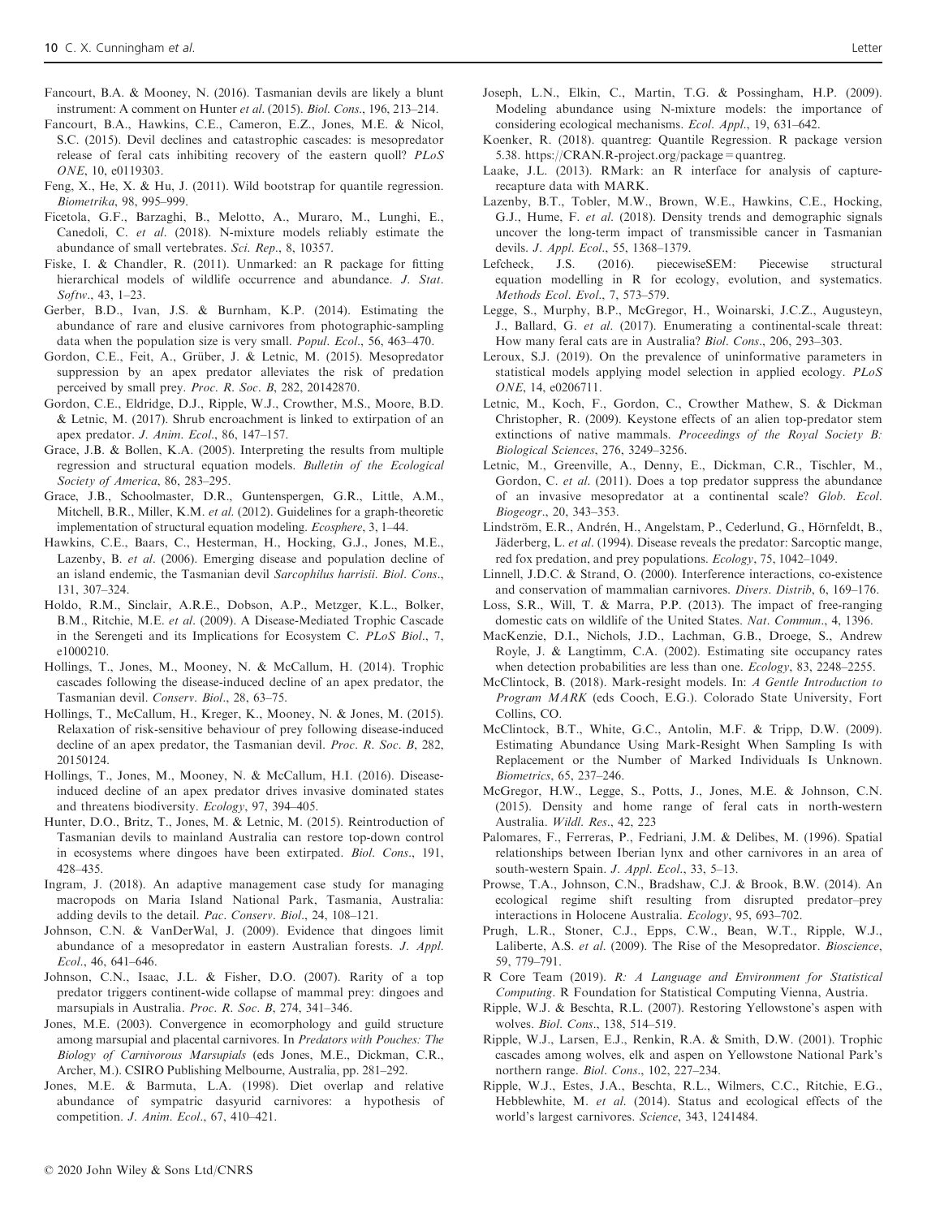Fancourt, B.A. & Mooney, N. (2016). Tasmanian devils are likely a blunt instrument: A comment on Hunter *et al.* (2015). *Biol. Cons.*, 196, 213–214.

Fancourt, B.A., Hawkins, C.E., Cameron, E.Z., Jones, M.E. & Nicol, S.C. (2015). Devil declines and catastrophic cascades: is mesopredator release of feral cats inhibiting recovery of the eastern quoll? *PLoS ONE*, 10, e0119303.

Feng, X., He, X. & Hu, J. (2011). Wild bootstrap for quantile regression. *Biometrika*, 98, 995–999.

Ficetola, G.F., Barzaghi, B., Melotto, A., Muraro, M., Lunghi, E., Canedoli, C. *et al.* (2018). N-mixture models reliably estimate the abundance of small vertebrates. *Sci. Rep.*, 8, 10357.

Fiske, I. & Chandler, R. (2011). Unmarked: an R package for fitting hierarchical models of wildlife occurrence and abundance. *J. Stat. Softw.*, 43, 1–23.

Gerber, B.D., Ivan, J.S. & Burnham, K.P. (2014). Estimating the abundance of rare and elusive carnivores from photographic-sampling data when the population size is very small. *Popul. Ecol.*, 56, 463–470.

Gordon, C.E., Feit, A., Grüber, J. & Letnic, M. (2015). Mesopredator suppression by an apex predator alleviates the risk of predation perceived by small prey. *Proc. R. Soc. B*, 282, 20142870.

Gordon, C.E., Eldridge, D.J., Ripple, W.J., Crowther, M.S., Moore, B.D. & Letnic, M. (2017). Shrub encroachment is linked to extirpation of an apex predator. *J. Anim. Ecol.*, 86, 147–157.

Grace, J.B. & Bollen, K.A. (2005). Interpreting the results from multiple regression and structural equation models. *Bulletin of the Ecological Society of America*, 86, 283–295.

Grace, J.B., Schoolmaster, D.R., Guntenspergen, G.R., Little, A.M., Mitchell, B.R., Miller, K.M. *et al.* (2012). Guidelines for a graph-theoretic implementation of structural equation modeling. *Ecosphere*, 3, 1–44.

Hawkins, C.E., Baars, C., Hesterman, H., Hocking, G.J., Jones, M.E., Lazenby, B. *et al.* (2006). Emerging disease and population decline of an island endemic, the Tasmanian devil *Sarcophilus harrisii*. *Biol. Cons.*, 131, 307–324.

Holdo, R.M., Sinclair, A.R.E., Dobson, A.P., Metzger, K.L., Bolker, B.M., Ritchie, M.E. *et al.* (2009). A Disease-Mediated Trophic Cascade in the Serengeti and its Implications for Ecosystem C. *PLoS Biol.*, 7, e1000210.

Hollings, T., Jones, M., Mooney, N. & McCallum, H. (2014). Trophic cascades following the disease-induced decline of an apex predator, the Tasmanian devil. *Conserv. Biol.*, 28, 63–75.

Hollings, T., McCallum, H., Kreger, K., Mooney, N. & Jones, M. (2015). Relaxation of risk-sensitive behaviour of prey following disease-induced decline of an apex predator, the Tasmanian devil. *Proc. R. Soc. B*, 282, 20150124.

Hollings, T., Jones, M., Mooney, N. & McCallum, H.I. (2016). Disease-induced decline of an apex predator drives invasive dominated states and threatens biodiversity. *Ecology*, 97, 394–405.

Hunter, D.O., Britz, T., Jones, M. & Letnic, M. (2015). Reintroduction of Tasmanian devils to mainland Australia can restore top-down control in ecosystems where dingoes have been extirpated. *Biol. Cons.*, 191, 428–435.

Ingram, J. (2018). An adaptive management case study for managing macropods on Maria Island National Park, Tasmania, Australia: adding devils to the detail. *Pac. Conserv. Biol.*, 24, 108–121.

Johnson, C.N. & VanDerWal, J. (2009). Evidence that dingoes limit abundance of a mesopredator in eastern Australian forests. *J. Appl. Ecol.*, 46, 641–646.

Johnson, C.N., Isaac, J.L. & Fisher, D.O. (2007). Rarity of a top predator triggers continent-wide collapse of mammal prey: dingoes and marsupials in Australia. *Proc. R. Soc. B*, 274, 341–346.

Jones, M.E. (2003). Convergence in ecomorphology and guild structure among marsupial and placental carnivores. In *Predators with Pouches: The Biology of Carnivorous Marsupials* (eds Jones, M.E., Dickman, C.R., Archer, M.). CSIRO Publishing Melbourne, Australia, pp. 281–292.

Jones, M.E. & Barmuta, L.A. (1998). Diet overlap and relative abundance of sympatric dasyurid carnivores: a hypothesis of competition. *J. Anim. Ecol.*, 67, 410–421.

Joseph, L.N., Elkin, C., Martin, T.G. & Possingham, H.P. (2009). Modeling abundance using N-mixture models: the importance of considering ecological mechanisms. *Ecol. Appl.*, 19, 631–642.

Koenker, R. (2018). quantreg: Quantile Regression. R package version 5.38. https://CRAN.R-project.org/package=quantreg.

Laake, J.L. (2013). RMark: an R interface for analysis of capture-recapture data with MARK.

Lazenby, B.T., Tobler, M.W., Brown, W.E., Hawkins, C.E., Hocking, G.J., Hume, F. *et al.* (2018). Density trends and demographic signals uncover the long-term impact of transmissible cancer in Tasmanian devils. *J. Appl. Ecol.*, 55, 1368–1379.

Lefcheck, J.S. (2016). piecewiseSEM: Piecewise structural equation modelling in R for ecology, evolution, and systematics. *Methods Ecol. Evol.*, 7, 573–579.

Legge, S., Murphy, B.P., McGregor, H., Woinarski, J.C.Z., Augusteyn, J., Ballard, G. *et al.* (2017). Enumerating a continental-scale threat: How many feral cats are in Australia? *Biol. Cons.*, 206, 293–303.

Leroux, S.J. (2019). On the prevalence of uninformative parameters in statistical models applying model selection in applied ecology. *PLoS ONE*, 14, e0206711.

Letnic, M., Koch, F., Gordon, C., Crowther Mathew, S. & Dickman Christopher, R. (2009). Keystone effects of an alien top-predator stem extinctions of native mammals. *Proceedings of the Royal Society B: Biological Sciences*, 276, 3249–3256.

Letnic, M., Greenville, A., Denny, E., Dickman, C.R., Tischler, M., Gordon, C. *et al.* (2011). Does a top predator suppress the abundance of an invasive mesopredator at a continental scale? *Glob. Ecol. Biogeogr.*, 20, 343–353.

Lindström, E.R., Andrén, H., Angelstam, P., Cederlund, G., Hörnfeldt, B., Jäderberg, L. *et al.* (1994). Disease reveals the predator: Sarcoptic mange, red fox predation, and prey populations. *Ecology*, 75, 1042–1049.

Linnell, J.D.C. & Strand, O. (2000). Interference interactions, co-existence and conservation of mammalian carnivores. *Divers. Distrib*, 6, 169–176.

Loss, S.R., Will, T. & Marra, P.P. (2013). The impact of free-ranging domestic cats on wildlife of the United States. *Nat. Commun.*, 4, 1396.

MacKenzie, D.I., Nichols, J.D., Lachman, G.B., Droege, S., Andrew Royle, J. & Langtimm, C.A. (2002). Estimating site occupancy rates when detection probabilities are less than one. *Ecology*, 83, 2248–2255.

McClintock, B. (2018). Mark-resight models. In: *A Gentle Introduction to Program MARK* (eds Cooch, E.G.). Colorado State University, Fort Collins, CO.

McClintock, B.T., White, G.C., Antolin, M.F. & Tripp, D.W. (2009). Estimating Abundance Using Mark-Resight When Sampling Is with Replacement or the Number of Marked Individuals Is Unknown. *Biometrics*, 65, 237–246.

McGregor, H.W., Legge, S., Potts, J., Jones, M.E. & Johnson, C.N. (2015). Density and home range of feral cats in north-western Australia. *Wildl. Res.*, 42, 223

Palomares, F., Ferreras, P., Fedriani, J.M. & Delibes, M. (1996). Spatial relationships between Iberian lynx and other carnivores in an area of south-western Spain. *J. Appl. Ecol.*, 33, 5–13.

Prowse, T.A., Johnson, C.N., Bradshaw, C.J. & Brook, B.W. (2014). An ecological regime shift resulting from disrupted predator–prey interactions in Holocene Australia. *Ecology*, 95, 693–702.

Prugh, L.R., Stoner, C.J., Epps, C.W., Bean, W.T., Ripple, W.J., Laliberte, A.S. *et al.* (2009). The Rise of the Mesopredator. *Bioscience*, 59, 779–791.

R Core Team (2019). *R: A Language and Environment for Statistical Computing*. R Foundation for Statistical Computing Vienna, Austria.

Ripple, W.J. & Beschta, R.L. (2007). Restoring Yellowstone's aspen with wolves. *Biol. Cons.*, 138, 514–519.

Ripple, W.J., Larsen, E.J., Renkin, R.A. & Smith, D.W. (2001). Trophic cascades among wolves, elk and aspen on Yellowstone National Park's northern range. *Biol. Cons.*, 102, 227–234.

Ripple, W.J., Estes, J.A., Beschta, R.L., Wilmers, C.C., Ritchie, E.G., Hebblewhite, M. *et al.* (2014). Status and ecological effects of the world's largest carnivores. *Science*, 343, 1241484.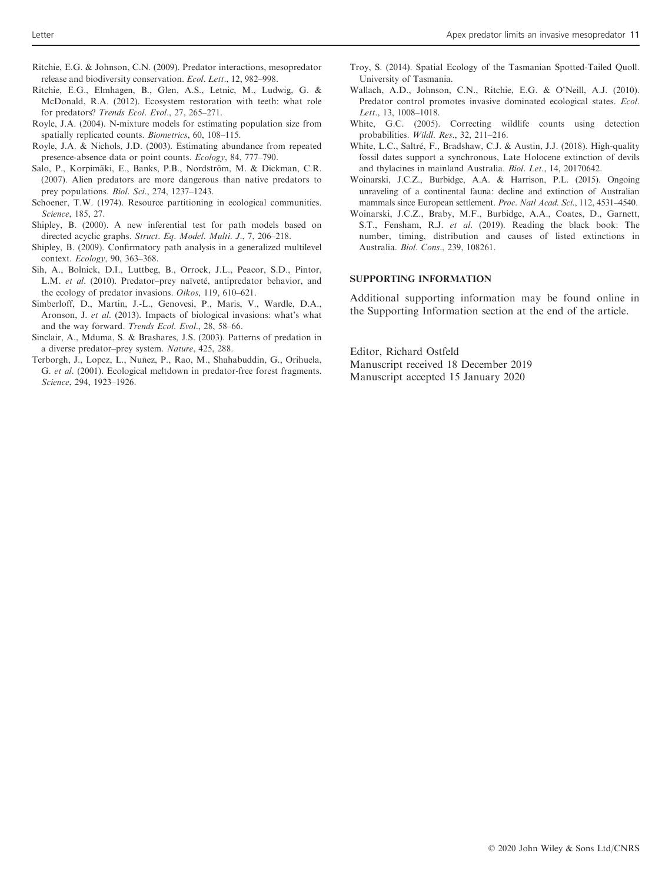Ritchie, E.G. & Johnson, C.N. (2009). Predator interactions, mesopredator release and biodiversity conservation. *Ecol. Lett.*, 12, 982–998.

Ritchie, E.G., Elmhagen, B., Glen, A.S., Letnic, M., Ludwig, G. & McDonald, R.A. (2012). Ecosystem restoration with teeth: what role for predators? *Trends Ecol. Evol.*, 27, 265–271.

Royle, J.A. (2004). N-mixture models for estimating population size from spatially replicated counts. *Biometrics*, 60, 108–115.

Royle, J.A. & Nichols, J.D. (2003). Estimating abundance from repeated presence-absence data or point counts. *Ecology*, 84, 777–790.

Salo, P., Korpimäki, E., Banks, P.B., Nordström, M. & Dickman, C.R. (2007). Alien predators are more dangerous than native predators to prey populations. *Biol. Sci.*, 274, 1237–1243.

Schoener, T.W. (1974). Resource partitioning in ecological communities. *Science*, 185, 27.

Shipley, B. (2000). A new inferential test for path models based on directed acyclic graphs. *Struct. Eq. Model. Multi. J.*, 7, 206–218.

Shipley, B. (2009). Confirmatory path analysis in a generalized multilevel context. *Ecology*, 90, 363–368.

Sih, A., Bolnick, D.I., Luttbeg, B., Orrock, J.L., Peacor, S.D., Pintor, L.M. *et al.* (2010). Predator–prey naïveté, antipredator behavior, and the ecology of predator invasions. *Oikos*, 119, 610–621.

Simberloff, D., Martin, J.-L., Genovesi, P., Maris, V., Wardle, D.A., Aronson, J. *et al.* (2013). Impacts of biological invasions: what's what and the way forward. *Trends Ecol. Evol.*, 28, 58–66.

Sinclair, A., Mduma, S. & Brashares, J.S. (2003). Patterns of predation in a diverse predator–prey system. *Nature*, 425, 288.

Terborgh, J., Lopez, L., Nuñez, P., Rao, M., Shahabuddin, G., Orihuela, G. *et al.* (2001). Ecological meltdown in predator-free forest fragments. *Science*, 294, 1923–1926.

Troy, S. (2014). Spatial Ecology of the Tasmanian Spotted-Tailed Quoll. University of Tasmania.

Wallach, A.D., Johnson, C.N., Ritchie, E.G. & O'Neill, A.J. (2010). Predator control promotes invasive dominated ecological states. *Ecol. Lett.*, 13, 1008–1018.

White, G.C. (2005). Correcting wildlife counts using detection probabilities. *Wildl. Res.*, 32, 211–216.

White, L.C., Saltré, F., Bradshaw, C.J. & Austin, J.J. (2018). High-quality fossil dates support a synchronous, Late Holocene extinction of devils and thylacines in mainland Australia. *Biol. Let.*, 14, 20170642.

Woinarski, J.C.Z., Burbidge, A.A. & Harrison, P.L. (2015). Ongoing unraveling of a continental fauna: decline and extinction of Australian mammals since European settlement. *Proc. Natl Acad. Sci.*, 112, 4531–4540.

Woinarski, J.C.Z., Braby, M.F., Burbidge, A.A., Coates, D., Garnett, S.T., Fensham, R.J. *et al.* (2019). Reading the black book: The number, timing, distribution and causes of listed extinctions in Australia. *Biol. Cons.*, 239, 108261.

## SUPPORTING INFORMATION

Additional supporting information may be found online in the Supporting Information section at the end of the article.

Editor, Richard Ostfeld
Manuscript received 18 December 2019
Manuscript accepted 15 January 2020